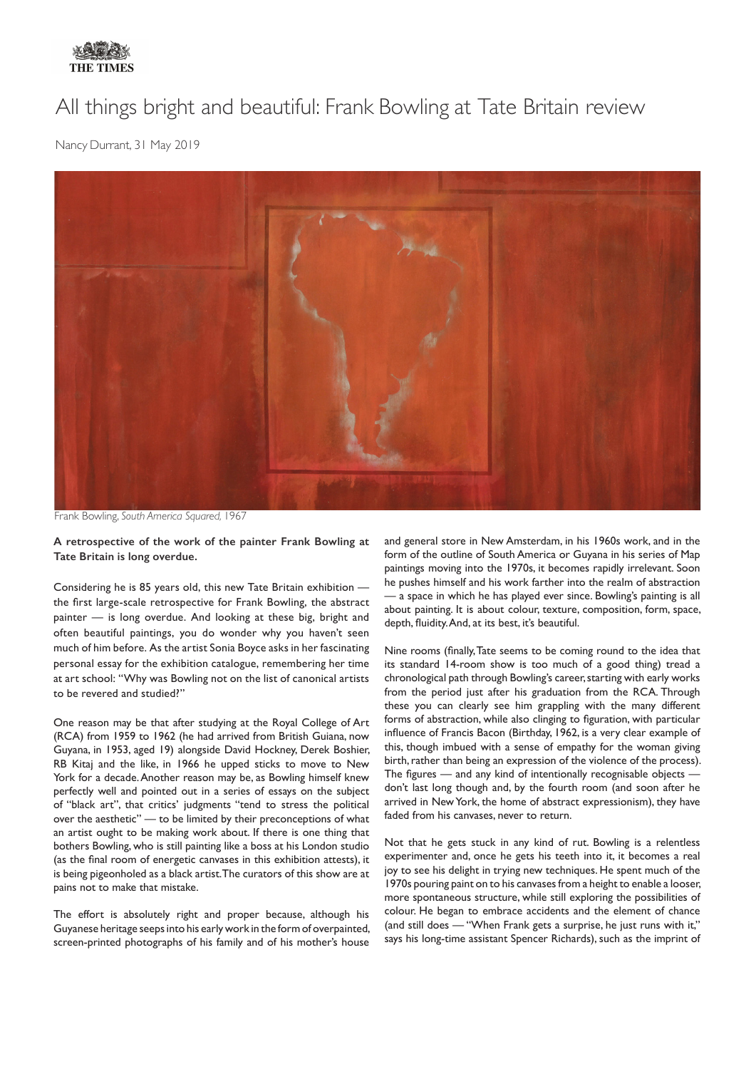THE TIMES

# All things bright and beautiful: Frank Bowling at Tate Britain review

Nancy Durrant, 31 May 2019

Frank Bowling, *South America Squared,* 1967

**A retrospective of the work of the painter Frank Bowling at Tate Britain is long overdue.**

Considering he is 85 years old, this new Tate Britain exhibition — the first large-scale retrospective for Frank Bowling, the abstract painter — is long overdue. And looking at these big, bright and often beautiful paintings, you do wonder why you haven't seen much of him before. As the artist Sonia Boyce asks in her fascinating personal essay for the exhibition catalogue, remembering her time at art school: "Why was Bowling not on the list of canonical artists to be revered and studied?"

One reason may be that after studying at the Royal College of Art (RCA) from 1959 to 1962 (he had arrived from British Guiana, now Guyana, in 1953, aged 19) alongside David Hockney, Derek Boshier, RB Kitaj and the like, in 1966 he upped sticks to move to New York for a decade. Another reason may be, as Bowling himself knew perfectly well and pointed out in a series of essays on the subject of "black art", that critics' judgments "tend to stress the political over the aesthetic" — to be limited by their preconceptions of what an artist ought to be making work about. If there is one thing that bothers Bowling, who is still painting like a boss at his London studio (as the final room of energetic canvases in this exhibition attests), it is being pigeonholed as a black artist. The curators of this show are at pains not to make that mistake.

The effort is absolutely right and proper because, although his Guyanese heritage seeps into his early work in the form of overpainted, screen-printed photographs of his family and of his mother's house and general store in New Amsterdam, in his 1960s work, and in the form of the outline of South America or Guyana in his series of Map paintings moving into the 1970s, it becomes rapidly irrelevant. Soon he pushes himself and his work farther into the realm of abstraction — a space in which he has played ever since. Bowling's painting is all about painting. It is about colour, texture, composition, form, space, depth, fluidity. And, at its best, it's beautiful.

Nine rooms (finally, Tate seems to be coming round to the idea that its standard 14-room show is too much of a good thing) tread a chronological path through Bowling's career, starting with early works from the period just after his graduation from the RCA. Through these you can clearly see him grappling with the many different forms of abstraction, while also clinging to figuration, with particular influence of Francis Bacon (Birthday, 1962, is a very clear example of this, though imbued with a sense of empathy for the woman giving birth, rather than being an expression of the violence of the process). The figures — and any kind of intentionally recognisable objects — don't last long though and, by the fourth room (and soon after he arrived in New York, the home of abstract expressionism), they have faded from his canvases, never to return.

Not that he gets stuck in any kind of rut. Bowling is a relentless experimenter and, once he gets his teeth into it, it becomes a real joy to see his delight in trying new techniques. He spent much of the 1970s pouring paint on to his canvases from a height to enable a looser, more spontaneous structure, while still exploring the possibilities of colour. He began to embrace accidents and the element of chance (and still does — "When Frank gets a surprise, he just runs with it," says his long-time assistant Spencer Richards), such as the imprint of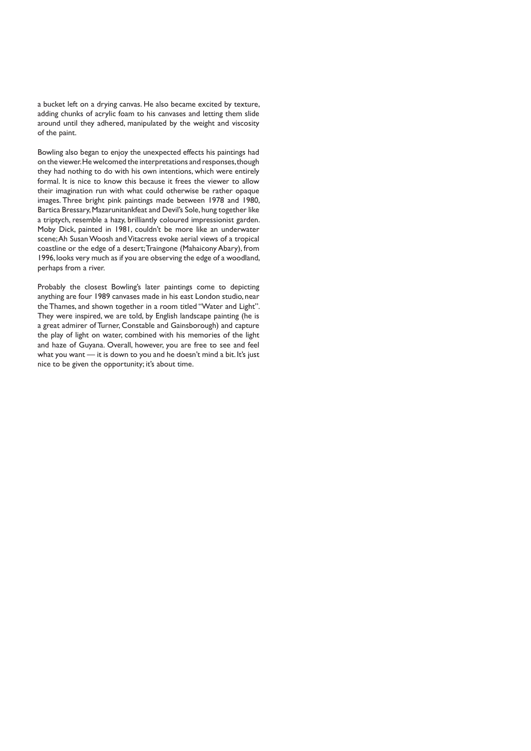a bucket left on a drying canvas. He also became excited by texture, adding chunks of acrylic foam to his canvases and letting them slide around until they adhered, manipulated by the weight and viscosity of the paint.

Bowling also began to enjoy the unexpected effects his paintings had on the viewer. He welcomed the interpretations and responses, though they had nothing to do with his own intentions, which were entirely formal. It is nice to know this because it frees the viewer to allow their imagination run with what could otherwise be rather opaque images. Three bright pink paintings made between 1978 and 1980, Bartica Bressary, Mazarunitankfeat and Devil's Sole, hung together like a triptych, resemble a hazy, brilliantly coloured impressionist garden. Moby Dick, painted in 1981, couldn't be more like an underwater scene; Ah Susan Woosh and Vitacress evoke aerial views of a tropical coastline or the edge of a desert; Traingone (Mahaicony Abary), from 1996, looks very much as if you are observing the edge of a woodland, perhaps from a river.

Probably the closest Bowling's later paintings come to depicting anything are four 1989 canvases made in his east London studio, near the Thames, and shown together in a room titled "Water and Light". They were inspired, we are told, by English landscape painting (he is a great admirer of Turner, Constable and Gainsborough) and capture the play of light on water, combined with his memories of the light and haze of Guyana. Overall, however, you are free to see and feel what you want — it is down to you and he doesn't mind a bit. It's just nice to be given the opportunity; it's about time.